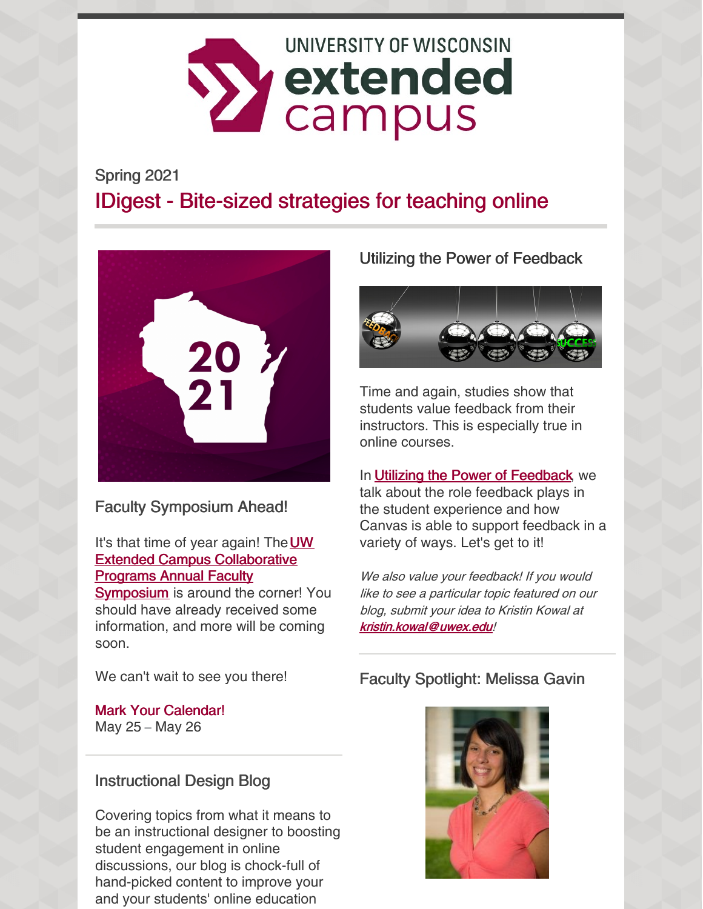UNIVERSITY OF WISCONSIN extended campus

Spring 2021

# IDigest - Bite-sized strategies for teaching online

## Faculty Symposium Ahead!

It's that time of year again! The UW Extended Campus Collaborative Programs Annual Faculty Symposium is around the corner! You should have already received some information, and more will be coming soon.

We can't wait to see you there!

Mark Your Calendar!
May 25 – May 26

## Instructional Design Blog

Covering topics from what it means to be an instructional designer to boosting student engagement in online discussions, our blog is chock-full of hand-picked content to improve your and your students' online education

## Utilizing the Power of Feedback

Time and again, studies show that students value feedback from their instructors. This is especially true in online courses.

In Utilizing the Power of Feedback, we talk about the role feedback plays in the student experience and how Canvas is able to support feedback in a variety of ways. Let's get to it!

*We also value your feedback! If you would like to see a particular topic featured on our blog, submit your idea to Kristin Kowal at kristin.kowal@uwex.edu!*

## Faculty Spotlight: Melissa Gavin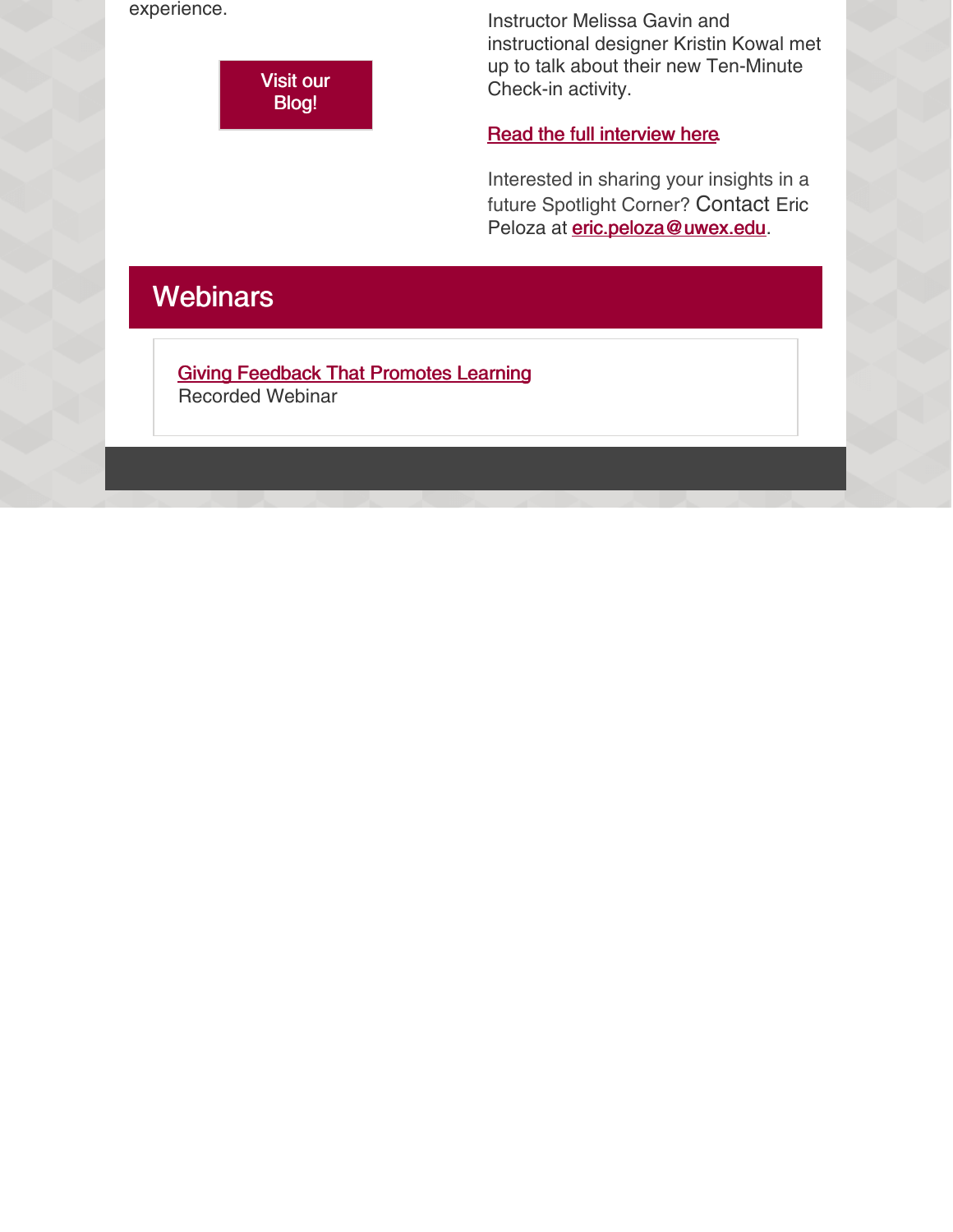experience.

Visit our Blog!

Instructor Melissa Gavin and instructional designer Kristin Kowal met up to talk about their new Ten-Minute Check-in activity.

Read the full interview here.

Interested in sharing your insights in a future Spotlight Corner? Contact Eric Peloza at eric.peloza@uwex.edu.

## Webinars

Giving Feedback That Promotes Learning
Recorded Webinar